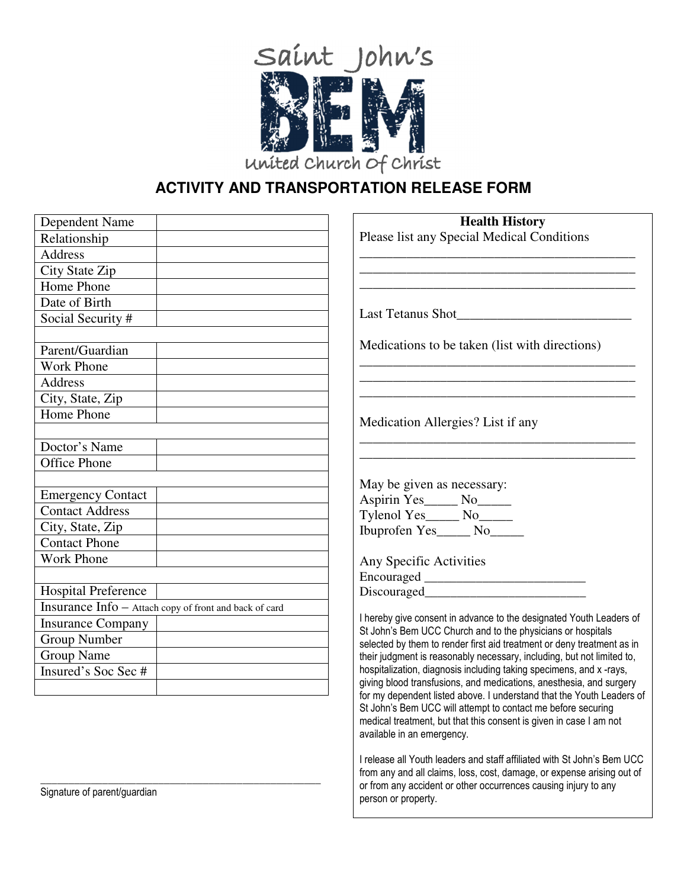Saint John's

BEM

United Church Of Christ

# ACTIVITY AND TRANSPORTATION RELEASE FORM

| Dependent Name | |
|---|---|
| Relationship | |
| Address | |
| City State Zip | |
| Home Phone | |
| Date of Birth | |
| Social Security # | |
| | |
| Parent/Guardian | |
| Work Phone | |
| Address | |
| City, State, Zip | |
| Home Phone | |
| | |
| Doctor's Name | |
| Office Phone | |
| | |
| Emergency Contact | |
| Contact Address | |
| City, State, Zip | |
| Contact Phone | |
| Work Phone | |
| | |
| Hospital Preference | |
| Insurance Info – Attach copy of front and back of card | |
| Insurance Company | |
| Group Number | |
| Group Name | |
| Insured's Soc Sec # | |
| | |

_______________________________________________

Signature of parent/guardian

**Health History**

Please list any Special Medical Conditions

_______________________________________________

_______________________________________________

_______________________________________________

Last Tetanus Shot_________________________

Medications to be taken (list with directions)

_______________________________________________

_______________________________________________

_______________________________________________

Medication Allergies? List if any

_______________________________________________

_______________________________________________

May be given as necessary:

Aspirin Yes_____ No_____

Tylenol Yes_____ No_____

Ibuprofen Yes_____ No_____

Any Specific Activities

Encouraged ________________________

Discouraged________________________

I hereby give consent in advance to the designated Youth Leaders of St John's Bem UCC Church and to the physicians or hospitals selected by them to render first aid treatment or deny treatment as in their judgment is reasonably necessary, including, but not limited to, hospitalization, diagnosis including taking specimens, and x -rays, giving blood transfusions, and medications, anesthesia, and surgery for my dependent listed above. I understand that the Youth Leaders of St John's Bem UCC will attempt to contact me before securing medical treatment, but that this consent is given in case I am not available in an emergency.

I release all Youth leaders and staff affiliated with St John's Bem UCC from any and all claims, loss, cost, damage, or expense arising out of or from any accident or other occurrences causing injury to any person or property.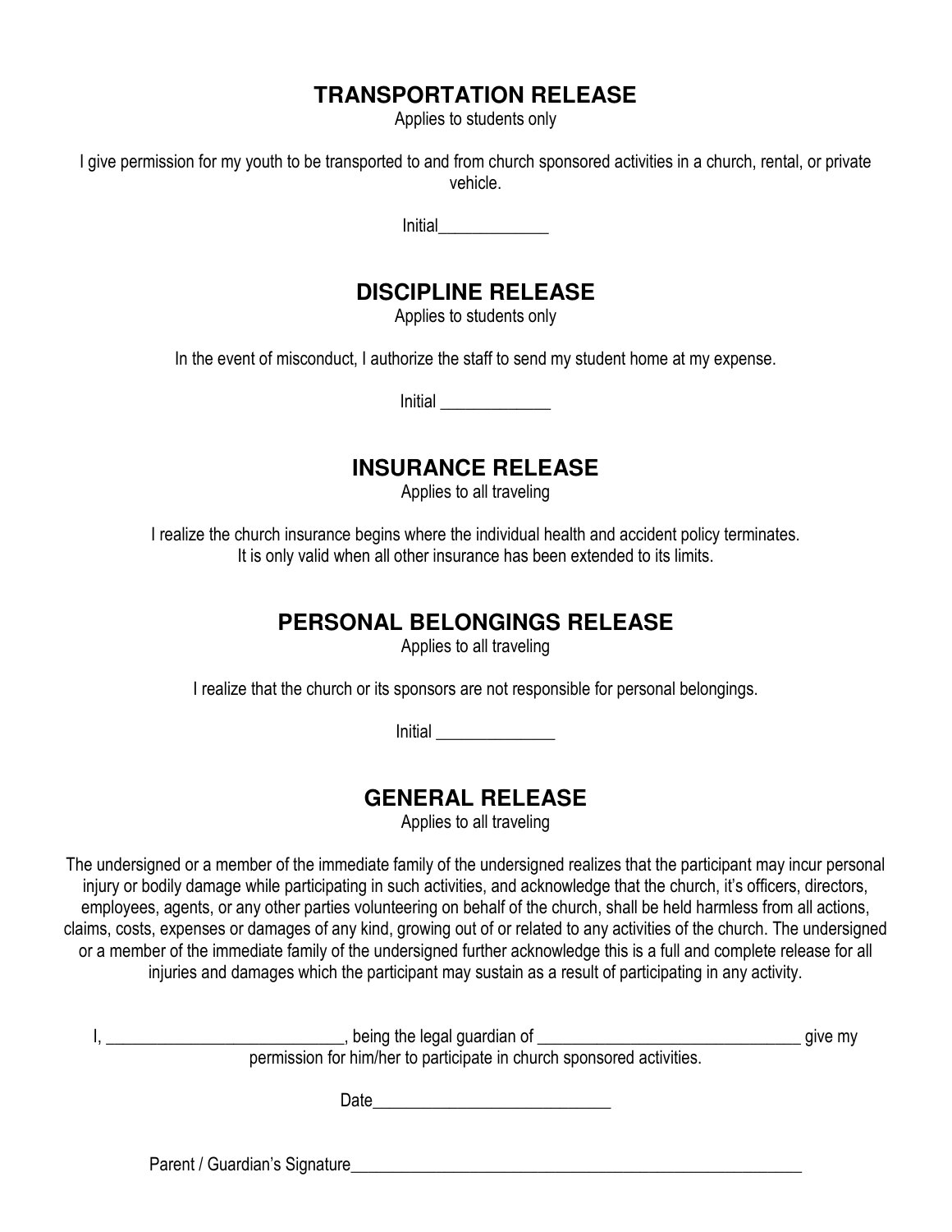## TRANSPORTATION RELEASE

Applies to students only

I give permission for my youth to be transported to and from church sponsored activities in a church, rental, or private vehicle.

Initial_____________

## DISCIPLINE RELEASE

Applies to students only

In the event of misconduct, I authorize the staff to send my student home at my expense.

Initial _____________

## INSURANCE RELEASE

Applies to all traveling

I realize the church insurance begins where the individual health and accident policy terminates. It is only valid when all other insurance has been extended to its limits.

## PERSONAL BELONGINGS RELEASE

Applies to all traveling

I realize that the church or its sponsors are not responsible for personal belongings.

Initial ______________

## GENERAL RELEASE

Applies to all traveling

The undersigned or a member of the immediate family of the undersigned realizes that the participant may incur personal injury or bodily damage while participating in such activities, and acknowledge that the church, it's officers, directors, employees, agents, or any other parties volunteering on behalf of the church, shall be held harmless from all actions, claims, costs, expenses or damages of any kind, growing out of or related to any activities of the church. The undersigned or a member of the immediate family of the undersigned further acknowledge this is a full and complete release for all injuries and damages which the participant may sustain as a result of participating in any activity.

I, ____________________________, being the legal guardian of ________________________________ give my permission for him/her to participate in church sponsored activities.

Date____________________________

Parent / Guardian's Signature_________________________________________________________